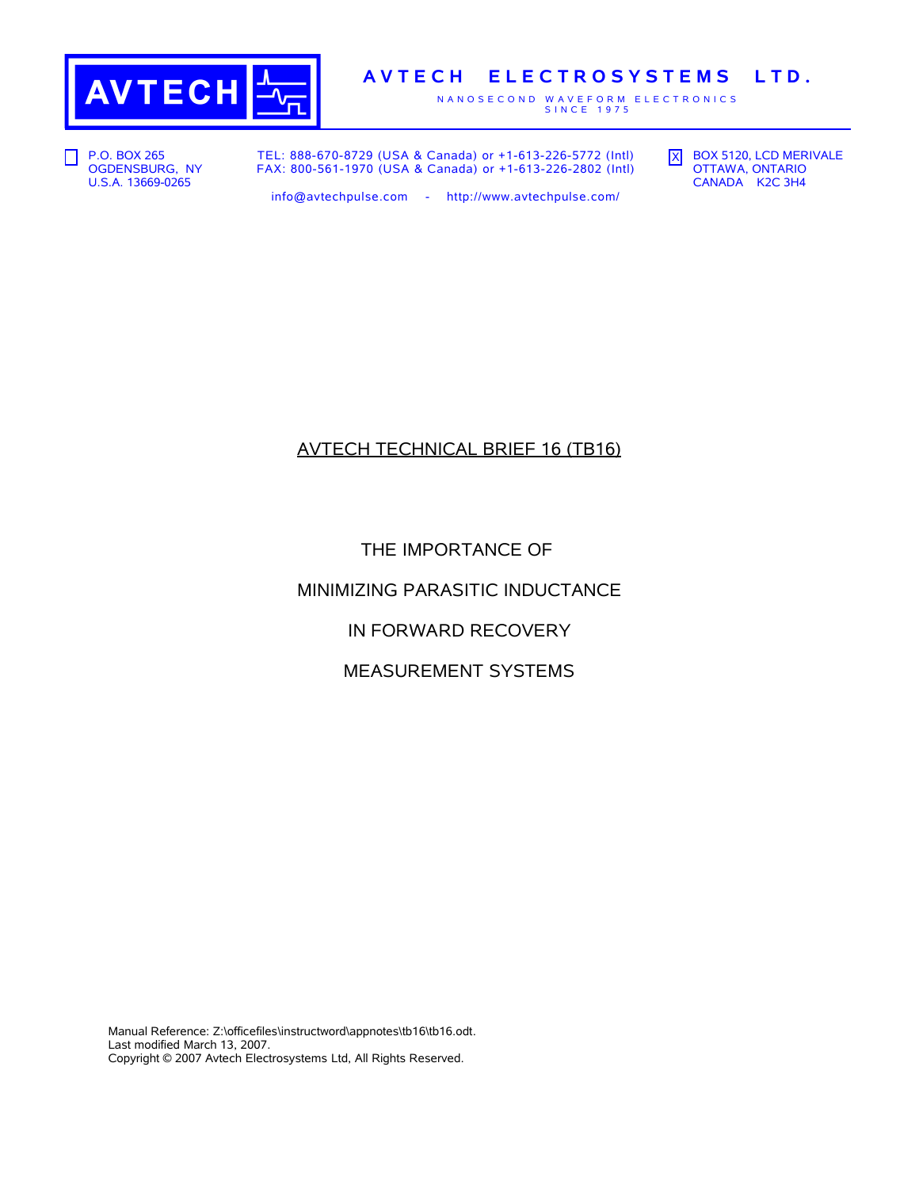**AVTECH ELECTROSYSTEMS LTD.**

NANOSECOND WAVEFORM ELECTRONICS
SINCE 1975

☐ P.O. BOX 265
OGDENSBURG, NY
U.S.A. 13669-0265

TEL: 888-670-8729 (USA & Canada) or +1-613-226-5772 (Intl)
FAX: 800-561-1970 (USA & Canada) or +1-613-226-2802 (Intl)

info@avtechpulse.com - http://www.avtechpulse.com/

☒ BOX 5120, LCD MERIVALE
OTTAWA, ONTARIO
CANADA K2C 3H4

# AVTECH TECHNICAL BRIEF 16 (TB16)

## THE IMPORTANCE OF MINIMIZING PARASITIC INDUCTANCE IN FORWARD RECOVERY MEASUREMENT SYSTEMS

Manual Reference: Z:\officefiles\instructword\appnotes\tb16\tb16.odt.
Last modified March 13, 2007.
Copyright © 2007 Avtech Electrosystems Ltd, All Rights Reserved.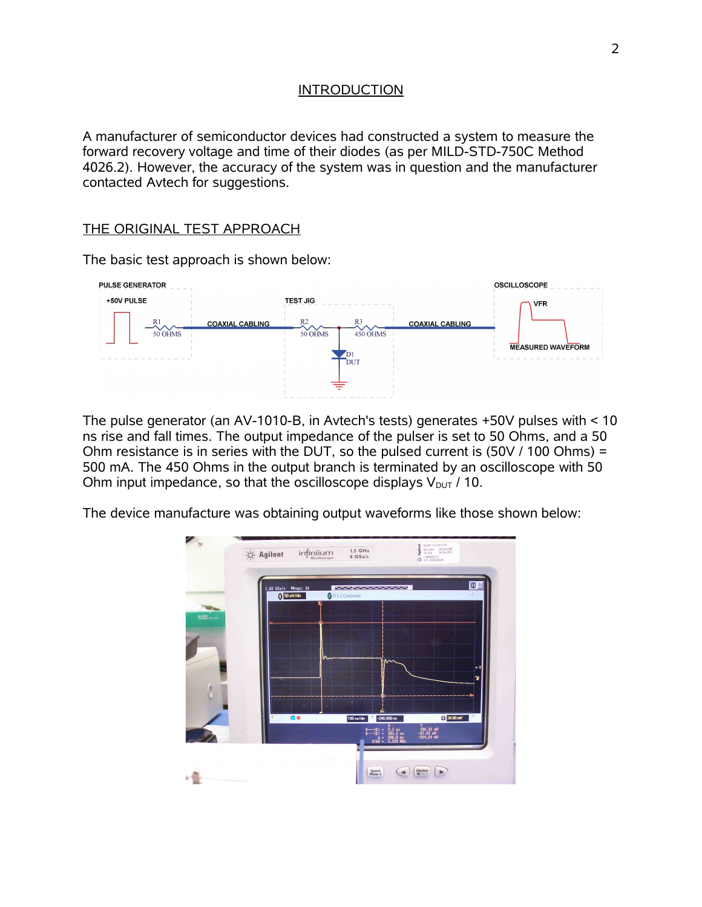## INTRODUCTION

A manufacturer of semiconductor devices had constructed a system to measure the forward recovery voltage and time of their diodes (as per MILD-STD-750C Method 4026.2). However, the accuracy of the system was in question and the manufacturer contacted Avtech for suggestions.

## THE ORIGINAL TEST APPROACH

The basic test approach is shown below:

The pulse generator (an AV-1010-B, in Avtech's tests) generates +50V pulses with < 10 ns rise and fall times. The output impedance of the pulser is set to 50 Ohms, and a 50 Ohm resistance is in series with the DUT, so the pulsed current is (50V / 100 Ohms) = 500 mA. The 450 Ohms in the output branch is terminated by an oscilloscope with 50 Ohm input impedance, so that the oscilloscope displays $V_{DUT}$ / 10.

The device manufacture was obtaining output waveforms like those shown below: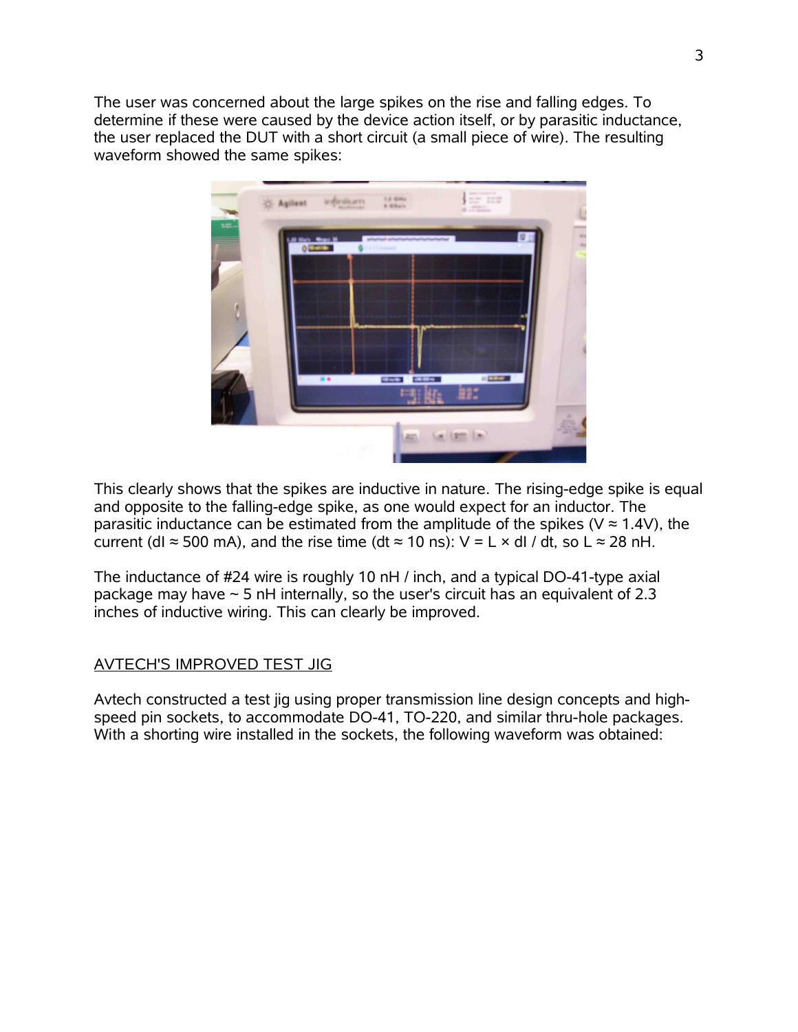The user was concerned about the large spikes on the rise and falling edges. To determine if these were caused by the device action itself, or by parasitic inductance, the user replaced the DUT with a short circuit (a small piece of wire). The resulting waveform showed the same spikes:

This clearly shows that the spikes are inductive in nature. The rising-edge spike is equal and opposite to the falling-edge spike, as one would expect for an inductor. The parasitic inductance can be estimated from the amplitude of the spikes ($V \approx 1.4V$), the current ($dI \approx 500$ mA), and the rise time ($dt \approx 10$ ns): $V = L \times dI / dt$, so $L \approx 28$ nH.

The inductance of #24 wire is roughly 10 nH / inch, and a typical DO-41-type axial package may have ~ 5 nH internally, so the user's circuit has an equivalent of 2.3 inches of inductive wiring. This can clearly be improved.

## AVTECH'S IMPROVED TEST JIG

Avtech constructed a test jig using proper transmission line design concepts and high-speed pin sockets, to accommodate DO-41, TO-220, and similar thru-hole packages. With a shorting wire installed in the sockets, the following waveform was obtained: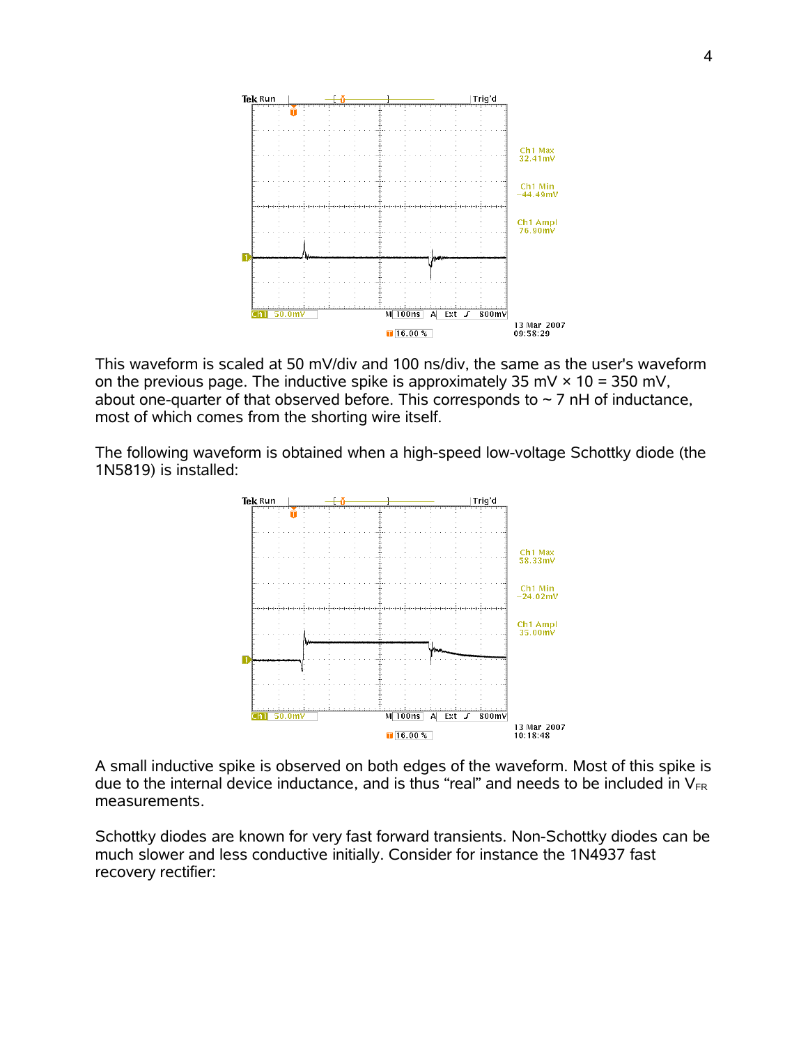This waveform is scaled at 50 mV/div and 100 ns/div, the same as the user's waveform on the previous page. The inductive spike is approximately 35 mV × 10 = 350 mV, about one-quarter of that observed before. This corresponds to ~ 7 nH of inductance, most of which comes from the shorting wire itself.

The following waveform is obtained when a high-speed low-voltage Schottky diode (the 1N5819) is installed:

A small inductive spike is observed on both edges of the waveform. Most of this spike is due to the internal device inductance, and is thus "real" and needs to be included in $V_{FR}$ measurements.

Schottky diodes are known for very fast forward transients. Non-Schottky diodes can be much slower and less conductive initially. Consider for instance the 1N4937 fast recovery rectifier: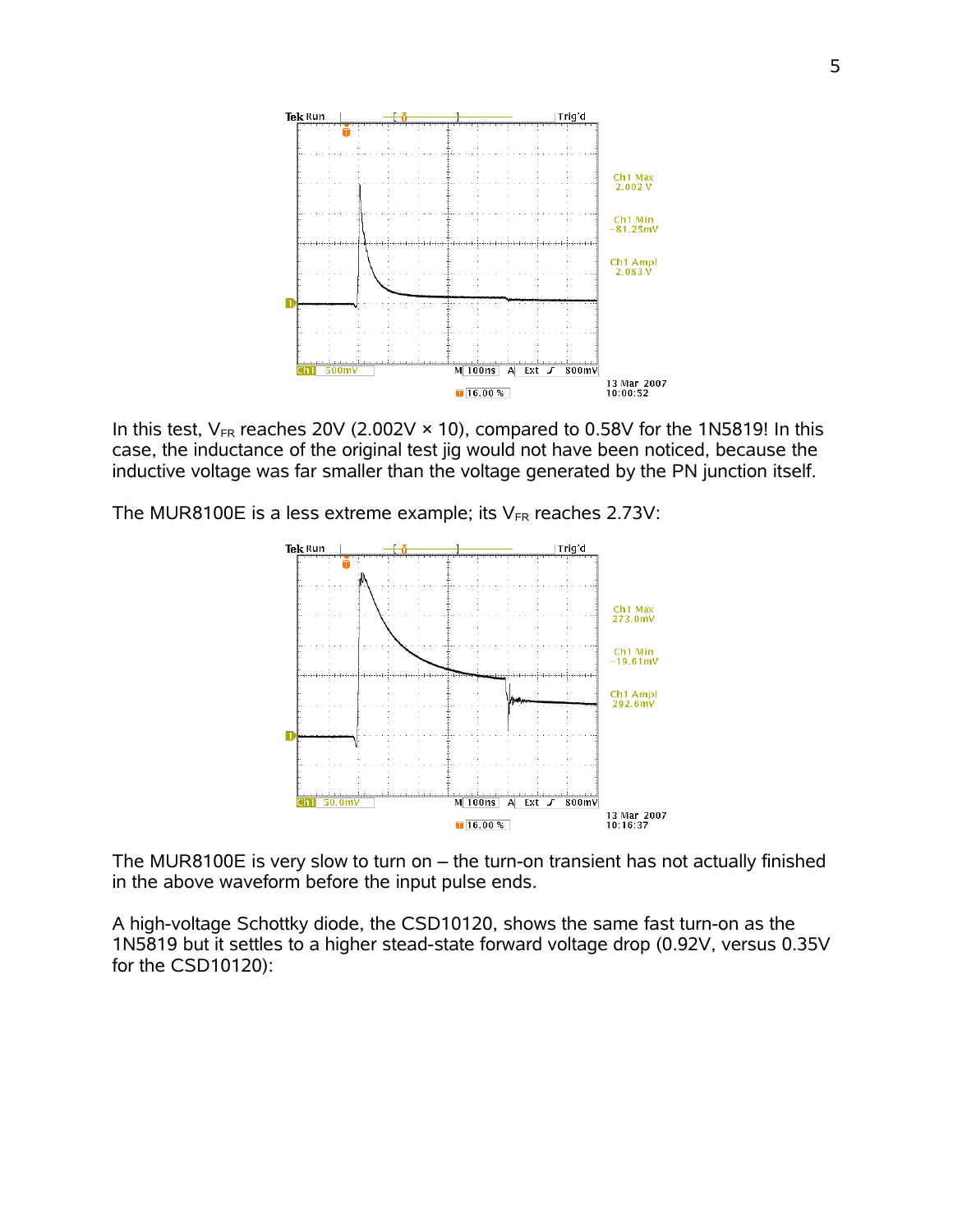In this test, $V_{FR}$ reaches 20V (2.002V × 10), compared to 0.58V for the 1N5819! In this case, the inductance of the original test jig would not have been noticed, because the inductive voltage was far smaller than the voltage generated by the PN junction itself.

The MUR8100E is a less extreme example; its $V_{FR}$ reaches 2.73V:

The MUR8100E is very slow to turn on – the turn-on transient has not actually finished in the above waveform before the input pulse ends.

A high-voltage Schottky diode, the CSD10120, shows the same fast turn-on as the 1N5819 but it settles to a higher stead-state forward voltage drop (0.92V, versus 0.35V for the CSD10120):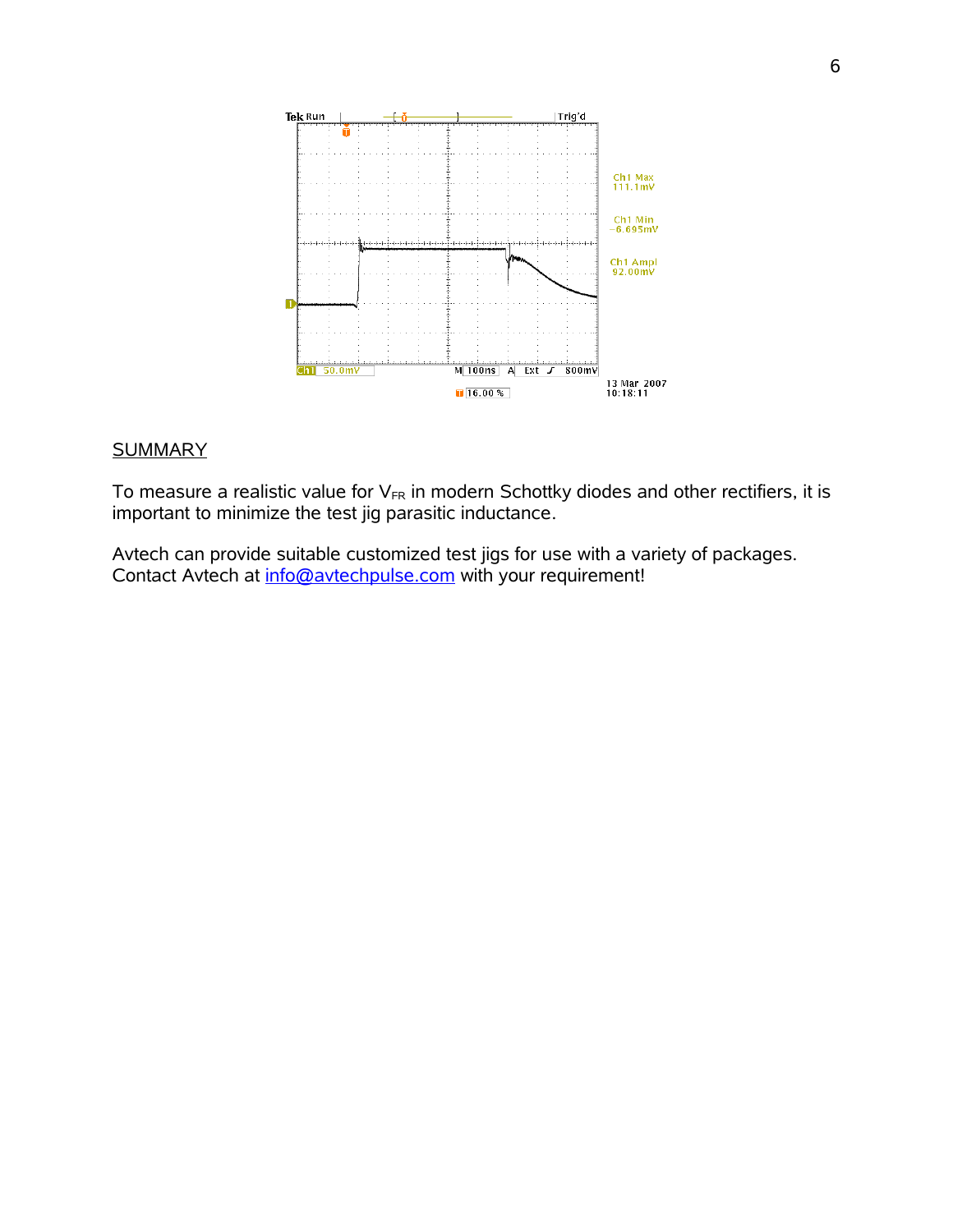Tek Run

Trig'd

Ch1 Max
111.1mV

Ch1 Min
-6.695mV

Ch1 Ampl
92.00mV

Ch1 50.0mV

M 100ns A Ext ∫ 800mV

16.00 %

13 Mar 2007
10:18:11

## SUMMARY

To measure a realistic value for $V_{FR}$ in modern Schottky diodes and other rectifiers, it is important to minimize the test jig parasitic inductance.

Avtech can provide suitable customized test jigs for use with a variety of packages. Contact Avtech at [info@avtechpulse.com](mailto:info@avtechpulse.com) with your requirement!